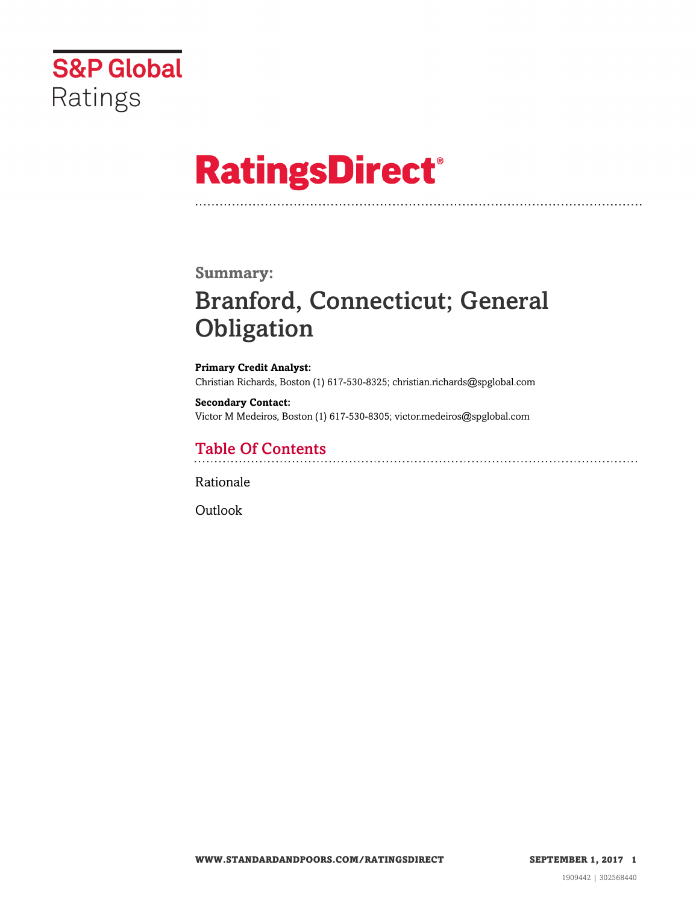S&P Global Ratings

# RatingsDirect®

**Summary:**

## Branford, Connecticut; General Obligation

**Primary Credit Analyst:**
Christian Richards, Boston (1) 617-530-8325; christian.richards@spglobal.com

**Secondary Contact:**
Victor M Medeiros, Boston (1) 617-530-8305; victor.medeiros@spglobal.com

### Table Of Contents

Rationale

Outlook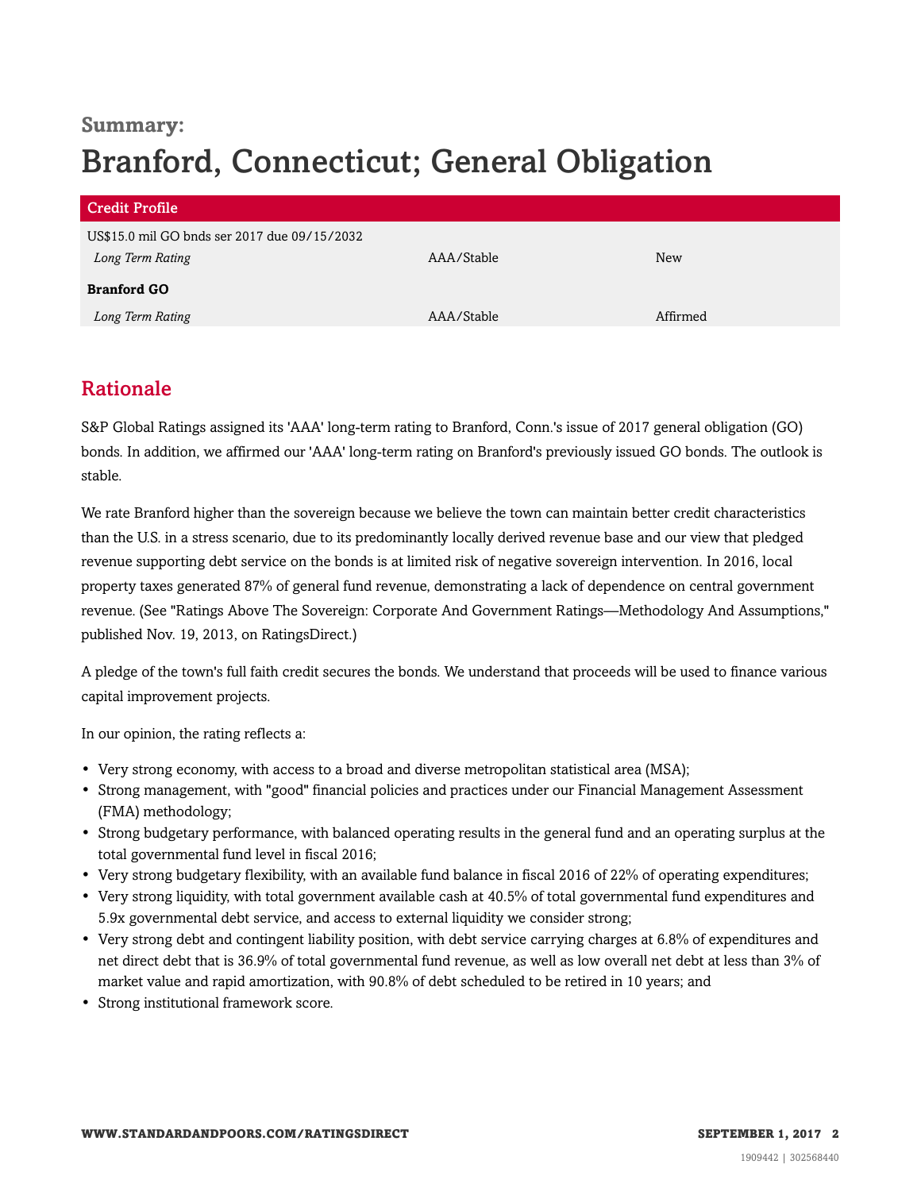**Summary:**

# Branford, Connecticut; General Obligation

| Credit Profile | | |
|---|---|---|
| US$15.0 mil GO bnds ser 2017 due 09/15/2032 | | |
| *Long Term Rating* | AAA/Stable | New |
| **Branford GO** | | |
| *Long Term Rating* | AAA/Stable | Affirmed |

## Rationale

S&P Global Ratings assigned its 'AAA' long-term rating to Branford, Conn.'s issue of 2017 general obligation (GO) bonds. In addition, we affirmed our 'AAA' long-term rating on Branford's previously issued GO bonds. The outlook is stable.

We rate Branford higher than the sovereign because we believe the town can maintain better credit characteristics than the U.S. in a stress scenario, due to its predominantly locally derived revenue base and our view that pledged revenue supporting debt service on the bonds is at limited risk of negative sovereign intervention. In 2016, local property taxes generated 87% of general fund revenue, demonstrating a lack of dependence on central government revenue. (See "Ratings Above The Sovereign: Corporate And Government Ratings—Methodology And Assumptions," published Nov. 19, 2013, on RatingsDirect.)

A pledge of the town's full faith credit secures the bonds. We understand that proceeds will be used to finance various capital improvement projects.

In our opinion, the rating reflects a:

- Very strong economy, with access to a broad and diverse metropolitan statistical area (MSA);
- Strong management, with "good" financial policies and practices under our Financial Management Assessment (FMA) methodology;
- Strong budgetary performance, with balanced operating results in the general fund and an operating surplus at the total governmental fund level in fiscal 2016;
- Very strong budgetary flexibility, with an available fund balance in fiscal 2016 of 22% of operating expenditures;
- Very strong liquidity, with total government available cash at 40.5% of total governmental fund expenditures and 5.9x governmental debt service, and access to external liquidity we consider strong;
- Very strong debt and contingent liability position, with debt service carrying charges at 6.8% of expenditures and net direct debt that is 36.9% of total governmental fund revenue, as well as low overall net debt at less than 3% of market value and rapid amortization, with 90.8% of debt scheduled to be retired in 10 years; and
- Strong institutional framework score.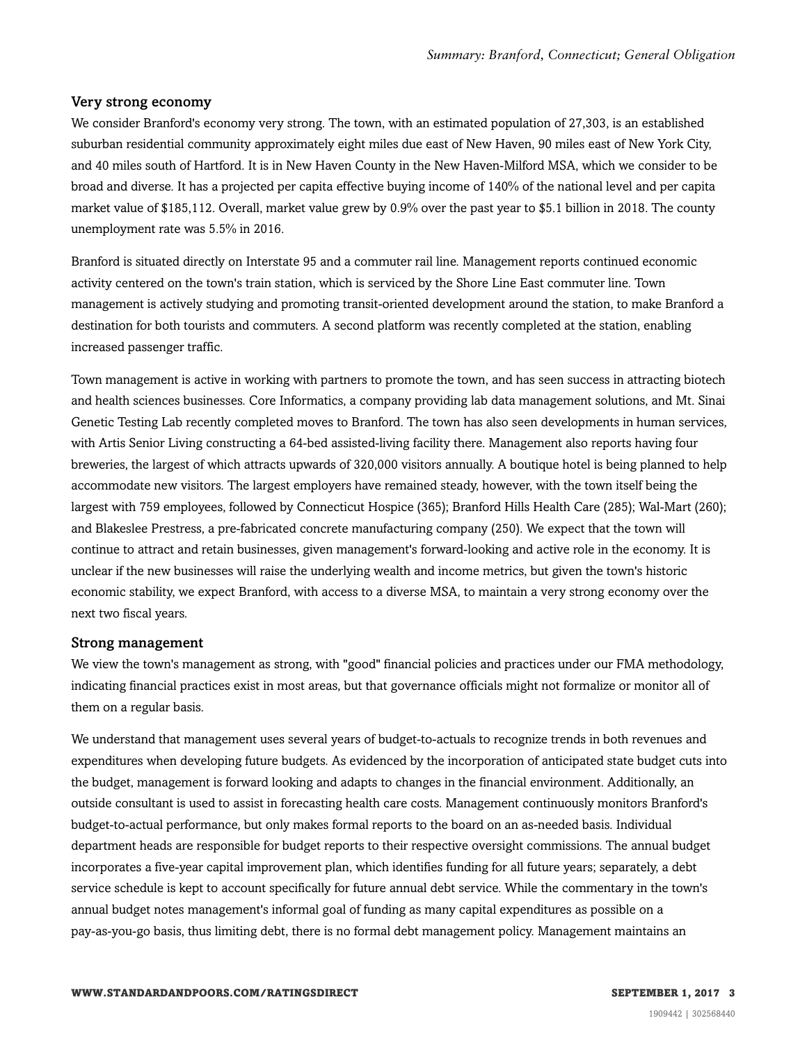### Very strong economy

We consider Branford's economy very strong. The town, with an estimated population of 27,303, is an established suburban residential community approximately eight miles due east of New Haven, 90 miles east of New York City, and 40 miles south of Hartford. It is in New Haven County in the New Haven-Milford MSA, which we consider to be broad and diverse. It has a projected per capita effective buying income of 140% of the national level and per capita market value of $185,112. Overall, market value grew by 0.9% over the past year to $5.1 billion in 2018. The county unemployment rate was 5.5% in 2016.

Branford is situated directly on Interstate 95 and a commuter rail line. Management reports continued economic activity centered on the town's train station, which is serviced by the Shore Line East commuter line. Town management is actively studying and promoting transit-oriented development around the station, to make Branford a destination for both tourists and commuters. A second platform was recently completed at the station, enabling increased passenger traffic.

Town management is active in working with partners to promote the town, and has seen success in attracting biotech and health sciences businesses. Core Informatics, a company providing lab data management solutions, and Mt. Sinai Genetic Testing Lab recently completed moves to Branford. The town has also seen developments in human services, with Artis Senior Living constructing a 64-bed assisted-living facility there. Management also reports having four breweries, the largest of which attracts upwards of 320,000 visitors annually. A boutique hotel is being planned to help accommodate new visitors. The largest employers have remained steady, however, with the town itself being the largest with 759 employees, followed by Connecticut Hospice (365); Branford Hills Health Care (285); Wal-Mart (260); and Blakeslee Prestress, a pre-fabricated concrete manufacturing company (250). We expect that the town will continue to attract and retain businesses, given management's forward-looking and active role in the economy. It is unclear if the new businesses will raise the underlying wealth and income metrics, but given the town's historic economic stability, we expect Branford, with access to a diverse MSA, to maintain a very strong economy over the next two fiscal years.

### Strong management

We view the town's management as strong, with "good" financial policies and practices under our FMA methodology, indicating financial practices exist in most areas, but that governance officials might not formalize or monitor all of them on a regular basis.

We understand that management uses several years of budget-to-actuals to recognize trends in both revenues and expenditures when developing future budgets. As evidenced by the incorporation of anticipated state budget cuts into the budget, management is forward looking and adapts to changes in the financial environment. Additionally, an outside consultant is used to assist in forecasting health care costs. Management continuously monitors Branford's budget-to-actual performance, but only makes formal reports to the board on an as-needed basis. Individual department heads are responsible for budget reports to their respective oversight commissions. The annual budget incorporates a five-year capital improvement plan, which identifies funding for all future years; separately, a debt service schedule is kept to account specifically for future annual debt service. While the commentary in the town's annual budget notes management's informal goal of funding as many capital expenditures as possible on a pay-as-you-go basis, thus limiting debt, there is no formal debt management policy. Management maintains an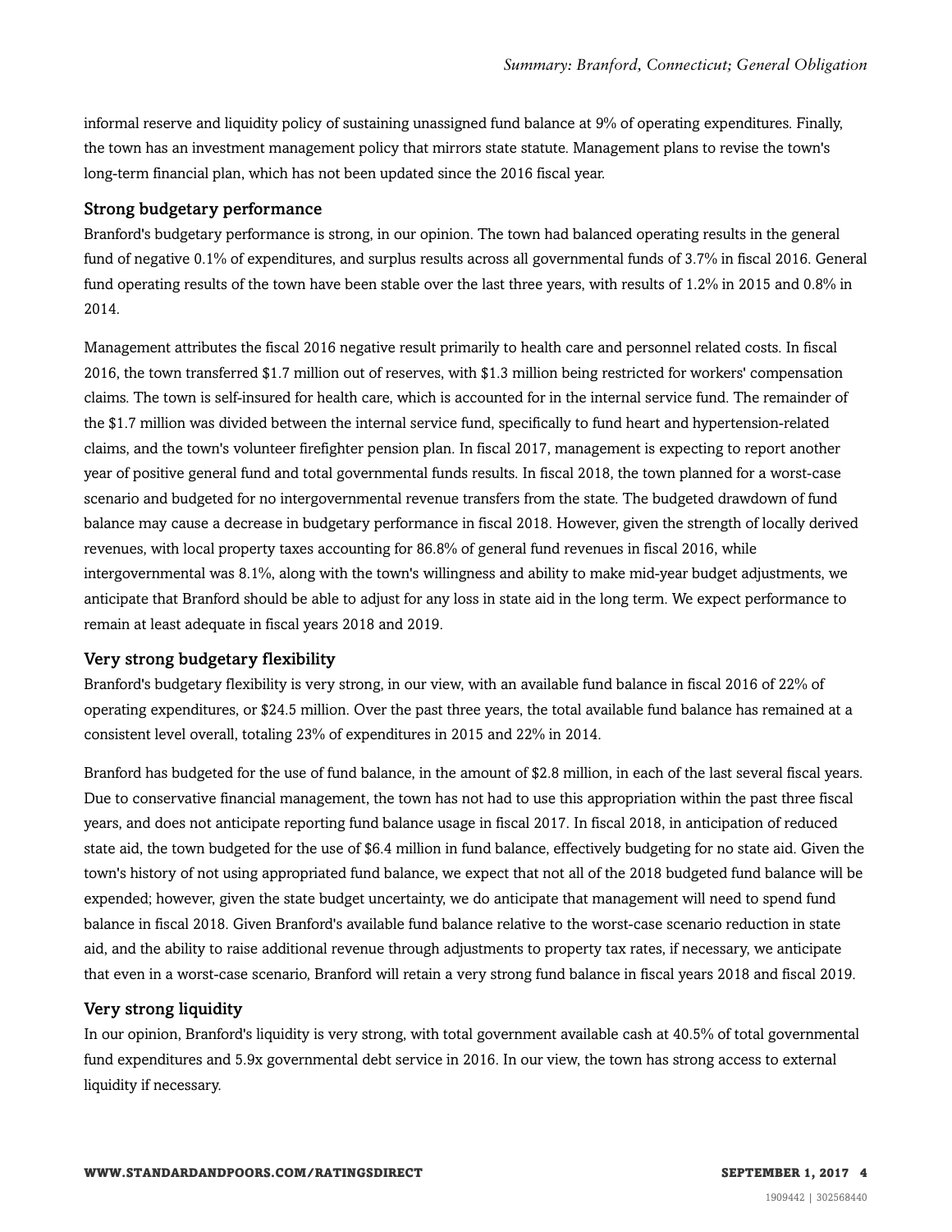informal reserve and liquidity policy of sustaining unassigned fund balance at 9% of operating expenditures. Finally, the town has an investment management policy that mirrors state statute. Management plans to revise the town's long-term financial plan, which has not been updated since the 2016 fiscal year.

### Strong budgetary performance

Branford's budgetary performance is strong, in our opinion. The town had balanced operating results in the general fund of negative 0.1% of expenditures, and surplus results across all governmental funds of 3.7% in fiscal 2016. General fund operating results of the town have been stable over the last three years, with results of 1.2% in 2015 and 0.8% in 2014.

Management attributes the fiscal 2016 negative result primarily to health care and personnel related costs. In fiscal 2016, the town transferred $1.7 million out of reserves, with $1.3 million being restricted for workers' compensation claims. The town is self-insured for health care, which is accounted for in the internal service fund. The remainder of the $1.7 million was divided between the internal service fund, specifically to fund heart and hypertension-related claims, and the town's volunteer firefighter pension plan. In fiscal 2017, management is expecting to report another year of positive general fund and total governmental funds results. In fiscal 2018, the town planned for a worst-case scenario and budgeted for no intergovernmental revenue transfers from the state. The budgeted drawdown of fund balance may cause a decrease in budgetary performance in fiscal 2018. However, given the strength of locally derived revenues, with local property taxes accounting for 86.8% of general fund revenues in fiscal 2016, while intergovernmental was 8.1%, along with the town's willingness and ability to make mid-year budget adjustments, we anticipate that Branford should be able to adjust for any loss in state aid in the long term. We expect performance to remain at least adequate in fiscal years 2018 and 2019.

### Very strong budgetary flexibility

Branford's budgetary flexibility is very strong, in our view, with an available fund balance in fiscal 2016 of 22% of operating expenditures, or $24.5 million. Over the past three years, the total available fund balance has remained at a consistent level overall, totaling 23% of expenditures in 2015 and 22% in 2014.

Branford has budgeted for the use of fund balance, in the amount of $2.8 million, in each of the last several fiscal years. Due to conservative financial management, the town has not had to use this appropriation within the past three fiscal years, and does not anticipate reporting fund balance usage in fiscal 2017. In fiscal 2018, in anticipation of reduced state aid, the town budgeted for the use of $6.4 million in fund balance, effectively budgeting for no state aid. Given the town's history of not using appropriated fund balance, we expect that not all of the 2018 budgeted fund balance will be expended; however, given the state budget uncertainty, we do anticipate that management will need to spend fund balance in fiscal 2018. Given Branford's available fund balance relative to the worst-case scenario reduction in state aid, and the ability to raise additional revenue through adjustments to property tax rates, if necessary, we anticipate that even in a worst-case scenario, Branford will retain a very strong fund balance in fiscal years 2018 and fiscal 2019.

### Very strong liquidity

In our opinion, Branford's liquidity is very strong, with total government available cash at 40.5% of total governmental fund expenditures and 5.9x governmental debt service in 2016. In our view, the town has strong access to external liquidity if necessary.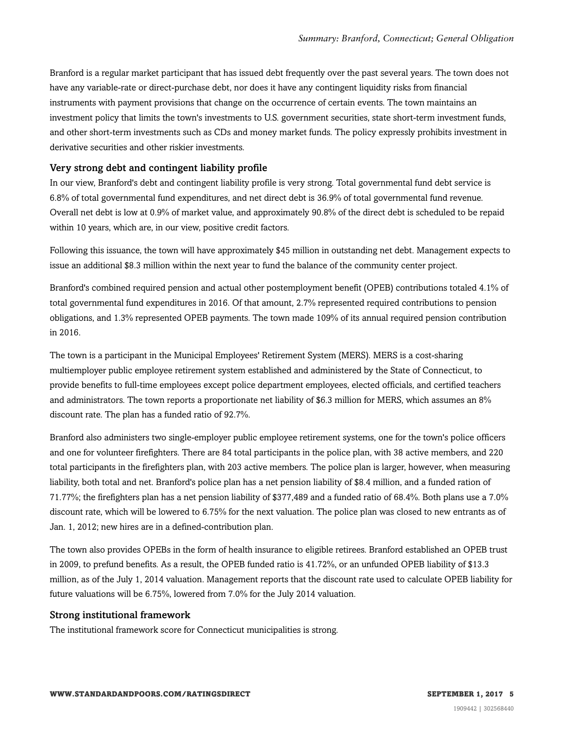Branford is a regular market participant that has issued debt frequently over the past several years. The town does not have any variable-rate or direct-purchase debt, nor does it have any contingent liquidity risks from financial instruments with payment provisions that change on the occurrence of certain events. The town maintains an investment policy that limits the town's investments to U.S. government securities, state short-term investment funds, and other short-term investments such as CDs and money market funds. The policy expressly prohibits investment in derivative securities and other riskier investments.

### Very strong debt and contingent liability profile

In our view, Branford's debt and contingent liability profile is very strong. Total governmental fund debt service is 6.8% of total governmental fund expenditures, and net direct debt is 36.9% of total governmental fund revenue. Overall net debt is low at 0.9% of market value, and approximately 90.8% of the direct debt is scheduled to be repaid within 10 years, which are, in our view, positive credit factors.

Following this issuance, the town will have approximately $45 million in outstanding net debt. Management expects to issue an additional $8.3 million within the next year to fund the balance of the community center project.

Branford's combined required pension and actual other postemployment benefit (OPEB) contributions totaled 4.1% of total governmental fund expenditures in 2016. Of that amount, 2.7% represented required contributions to pension obligations, and 1.3% represented OPEB payments. The town made 109% of its annual required pension contribution in 2016.

The town is a participant in the Municipal Employees' Retirement System (MERS). MERS is a cost-sharing multiemployer public employee retirement system established and administered by the State of Connecticut, to provide benefits to full-time employees except police department employees, elected officials, and certified teachers and administrators. The town reports a proportionate net liability of $6.3 million for MERS, which assumes an 8% discount rate. The plan has a funded ratio of 92.7%.

Branford also administers two single-employer public employee retirement systems, one for the town's police officers and one for volunteer firefighters. There are 84 total participants in the police plan, with 38 active members, and 220 total participants in the firefighters plan, with 203 active members. The police plan is larger, however, when measuring liability, both total and net. Branford's police plan has a net pension liability of $8.4 million, and a funded ration of 71.77%; the firefighters plan has a net pension liability of $377,489 and a funded ratio of 68.4%. Both plans use a 7.0% discount rate, which will be lowered to 6.75% for the next valuation. The police plan was closed to new entrants as of Jan. 1, 2012; new hires are in a defined-contribution plan.

The town also provides OPEBs in the form of health insurance to eligible retirees. Branford established an OPEB trust in 2009, to prefund benefits. As a result, the OPEB funded ratio is 41.72%, or an unfunded OPEB liability of $13.3 million, as of the July 1, 2014 valuation. Management reports that the discount rate used to calculate OPEB liability for future valuations will be 6.75%, lowered from 7.0% for the July 2014 valuation.

### Strong institutional framework

The institutional framework score for Connecticut municipalities is strong.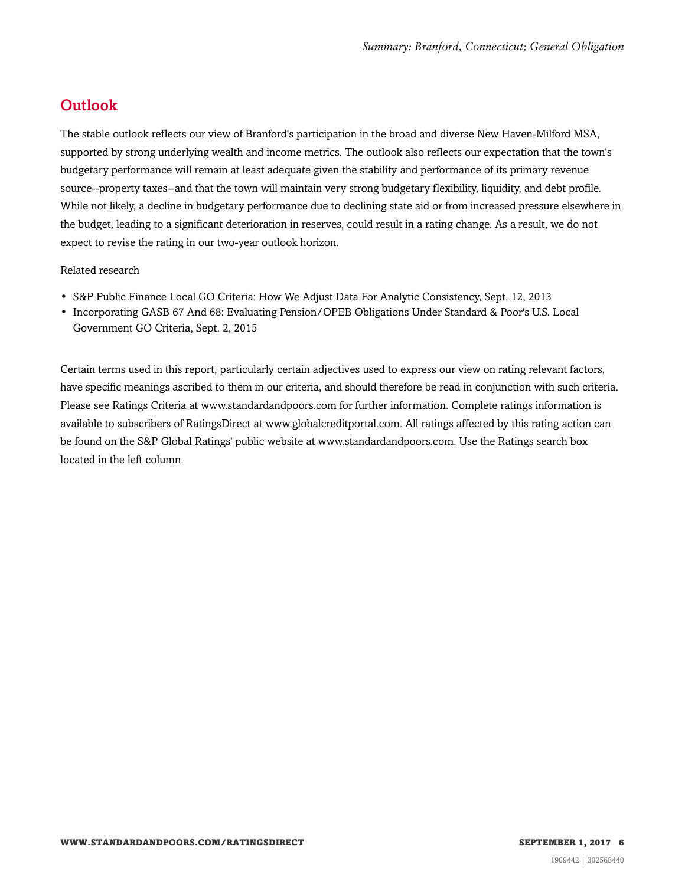## Outlook

The stable outlook reflects our view of Branford's participation in the broad and diverse New Haven-Milford MSA, supported by strong underlying wealth and income metrics. The outlook also reflects our expectation that the town's budgetary performance will remain at least adequate given the stability and performance of its primary revenue source--property taxes--and that the town will maintain very strong budgetary flexibility, liquidity, and debt profile. While not likely, a decline in budgetary performance due to declining state aid or from increased pressure elsewhere in the budget, leading to a significant deterioration in reserves, could result in a rating change. As a result, we do not expect to revise the rating in our two-year outlook horizon.

Related research

- S&P Public Finance Local GO Criteria: How We Adjust Data For Analytic Consistency, Sept. 12, 2013
- Incorporating GASB 67 And 68: Evaluating Pension/OPEB Obligations Under Standard & Poor's U.S. Local Government GO Criteria, Sept. 2, 2015

Certain terms used in this report, particularly certain adjectives used to express our view on rating relevant factors, have specific meanings ascribed to them in our criteria, and should therefore be read in conjunction with such criteria. Please see Ratings Criteria at www.standardandpoors.com for further information. Complete ratings information is available to subscribers of RatingsDirect at www.globalcreditportal.com. All ratings affected by this rating action can be found on the S&P Global Ratings' public website at www.standardandpoors.com. Use the Ratings search box located in the left column.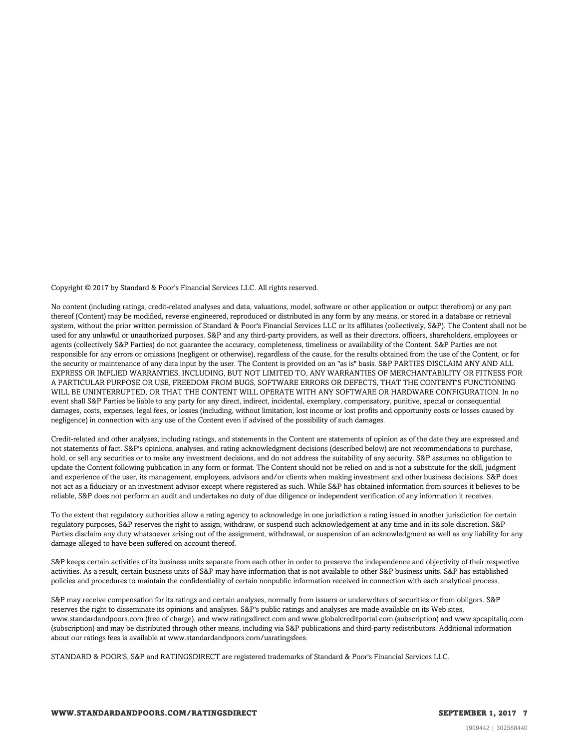Copyright © 2017 by Standard & Poor's Financial Services LLC. All rights reserved.

No content (including ratings, credit-related analyses and data, valuations, model, software or other application or output therefrom) or any part thereof (Content) may be modified, reverse engineered, reproduced or distributed in any form by any means, or stored in a database or retrieval system, without the prior written permission of Standard & Poor's Financial Services LLC or its affiliates (collectively, S&P). The Content shall not be used for any unlawful or unauthorized purposes. S&P and any third-party providers, as well as their directors, officers, shareholders, employees or agents (collectively S&P Parties) do not guarantee the accuracy, completeness, timeliness or availability of the Content. S&P Parties are not responsible for any errors or omissions (negligent or otherwise), regardless of the cause, for the results obtained from the use of the Content, or for the security or maintenance of any data input by the user. The Content is provided on an "as is" basis. S&P PARTIES DISCLAIM ANY AND ALL EXPRESS OR IMPLIED WARRANTIES, INCLUDING, BUT NOT LIMITED TO, ANY WARRANTIES OF MERCHANTABILITY OR FITNESS FOR A PARTICULAR PURPOSE OR USE, FREEDOM FROM BUGS, SOFTWARE ERRORS OR DEFECTS, THAT THE CONTENT'S FUNCTIONING WILL BE UNINTERRUPTED, OR THAT THE CONTENT WILL OPERATE WITH ANY SOFTWARE OR HARDWARE CONFIGURATION. In no event shall S&P Parties be liable to any party for any direct, indirect, incidental, exemplary, compensatory, punitive, special or consequential damages, costs, expenses, legal fees, or losses (including, without limitation, lost income or lost profits and opportunity costs or losses caused by negligence) in connection with any use of the Content even if advised of the possibility of such damages.

Credit-related and other analyses, including ratings, and statements in the Content are statements of opinion as of the date they are expressed and not statements of fact. S&P's opinions, analyses, and rating acknowledgment decisions (described below) are not recommendations to purchase, hold, or sell any securities or to make any investment decisions, and do not address the suitability of any security. S&P assumes no obligation to update the Content following publication in any form or format. The Content should not be relied on and is not a substitute for the skill, judgment and experience of the user, its management, employees, advisors and/or clients when making investment and other business decisions. S&P does not act as a fiduciary or an investment advisor except where registered as such. While S&P has obtained information from sources it believes to be reliable, S&P does not perform an audit and undertakes no duty of due diligence or independent verification of any information it receives.

To the extent that regulatory authorities allow a rating agency to acknowledge in one jurisdiction a rating issued in another jurisdiction for certain regulatory purposes, S&P reserves the right to assign, withdraw, or suspend such acknowledgement at any time and in its sole discretion. S&P Parties disclaim any duty whatsoever arising out of the assignment, withdrawal, or suspension of an acknowledgment as well as any liability for any damage alleged to have been suffered on account thereof.

S&P keeps certain activities of its business units separate from each other in order to preserve the independence and objectivity of their respective activities. As a result, certain business units of S&P may have information that is not available to other S&P business units. S&P has established policies and procedures to maintain the confidentiality of certain nonpublic information received in connection with each analytical process.

S&P may receive compensation for its ratings and certain analyses, normally from issuers or underwriters of securities or from obligors. S&P reserves the right to disseminate its opinions and analyses. S&P's public ratings and analyses are made available on its Web sites, www.standardandpoors.com (free of charge), and www.ratingsdirect.com and www.globalcreditportal.com (subscription) and www.spcapitaliq.com (subscription) and may be distributed through other means, including via S&P publications and third-party redistributors. Additional information about our ratings fees is available at www.standardandpoors.com/usratingsfees.

STANDARD & POOR'S, S&P and RATINGSDIRECT are registered trademarks of Standard & Poor's Financial Services LLC.